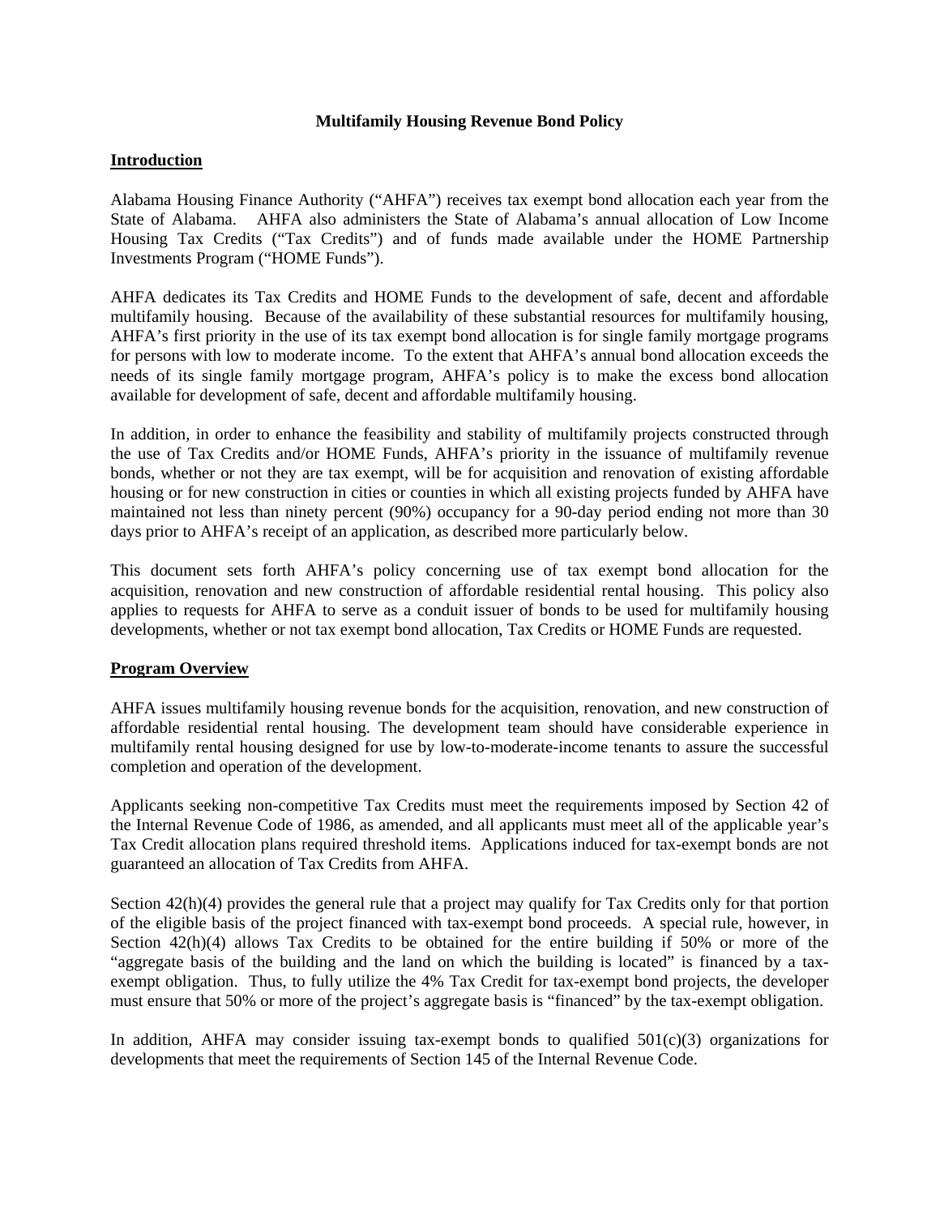# Multifamily Housing Revenue Bond Policy

## Introduction

Alabama Housing Finance Authority ("AHFA") receives tax exempt bond allocation each year from the State of Alabama. AHFA also administers the State of Alabama's annual allocation of Low Income Housing Tax Credits ("Tax Credits") and of funds made available under the HOME Partnership Investments Program ("HOME Funds").

AHFA dedicates its Tax Credits and HOME Funds to the development of safe, decent and affordable multifamily housing. Because of the availability of these substantial resources for multifamily housing, AHFA's first priority in the use of its tax exempt bond allocation is for single family mortgage programs for persons with low to moderate income. To the extent that AHFA's annual bond allocation exceeds the needs of its single family mortgage program, AHFA's policy is to make the excess bond allocation available for development of safe, decent and affordable multifamily housing.

In addition, in order to enhance the feasibility and stability of multifamily projects constructed through the use of Tax Credits and/or HOME Funds, AHFA's priority in the issuance of multifamily revenue bonds, whether or not they are tax exempt, will be for acquisition and renovation of existing affordable housing or for new construction in cities or counties in which all existing projects funded by AHFA have maintained not less than ninety percent (90%) occupancy for a 90-day period ending not more than 30 days prior to AHFA's receipt of an application, as described more particularly below.

This document sets forth AHFA's policy concerning use of tax exempt bond allocation for the acquisition, renovation and new construction of affordable residential rental housing. This policy also applies to requests for AHFA to serve as a conduit issuer of bonds to be used for multifamily housing developments, whether or not tax exempt bond allocation, Tax Credits or HOME Funds are requested.

## Program Overview

AHFA issues multifamily housing revenue bonds for the acquisition, renovation, and new construction of affordable residential rental housing. The development team should have considerable experience in multifamily rental housing designed for use by low-to-moderate-income tenants to assure the successful completion and operation of the development.

Applicants seeking non-competitive Tax Credits must meet the requirements imposed by Section 42 of the Internal Revenue Code of 1986, as amended, and all applicants must meet all of the applicable year's Tax Credit allocation plans required threshold items. Applications induced for tax-exempt bonds are not guaranteed an allocation of Tax Credits from AHFA.

Section 42(h)(4) provides the general rule that a project may qualify for Tax Credits only for that portion of the eligible basis of the project financed with tax-exempt bond proceeds. A special rule, however, in Section 42(h)(4) allows Tax Credits to be obtained for the entire building if 50% or more of the "aggregate basis of the building and the land on which the building is located" is financed by a tax-exempt obligation. Thus, to fully utilize the 4% Tax Credit for tax-exempt bond projects, the developer must ensure that 50% or more of the project's aggregate basis is "financed" by the tax-exempt obligation.

In addition, AHFA may consider issuing tax-exempt bonds to qualified 501(c)(3) organizations for developments that meet the requirements of Section 145 of the Internal Revenue Code.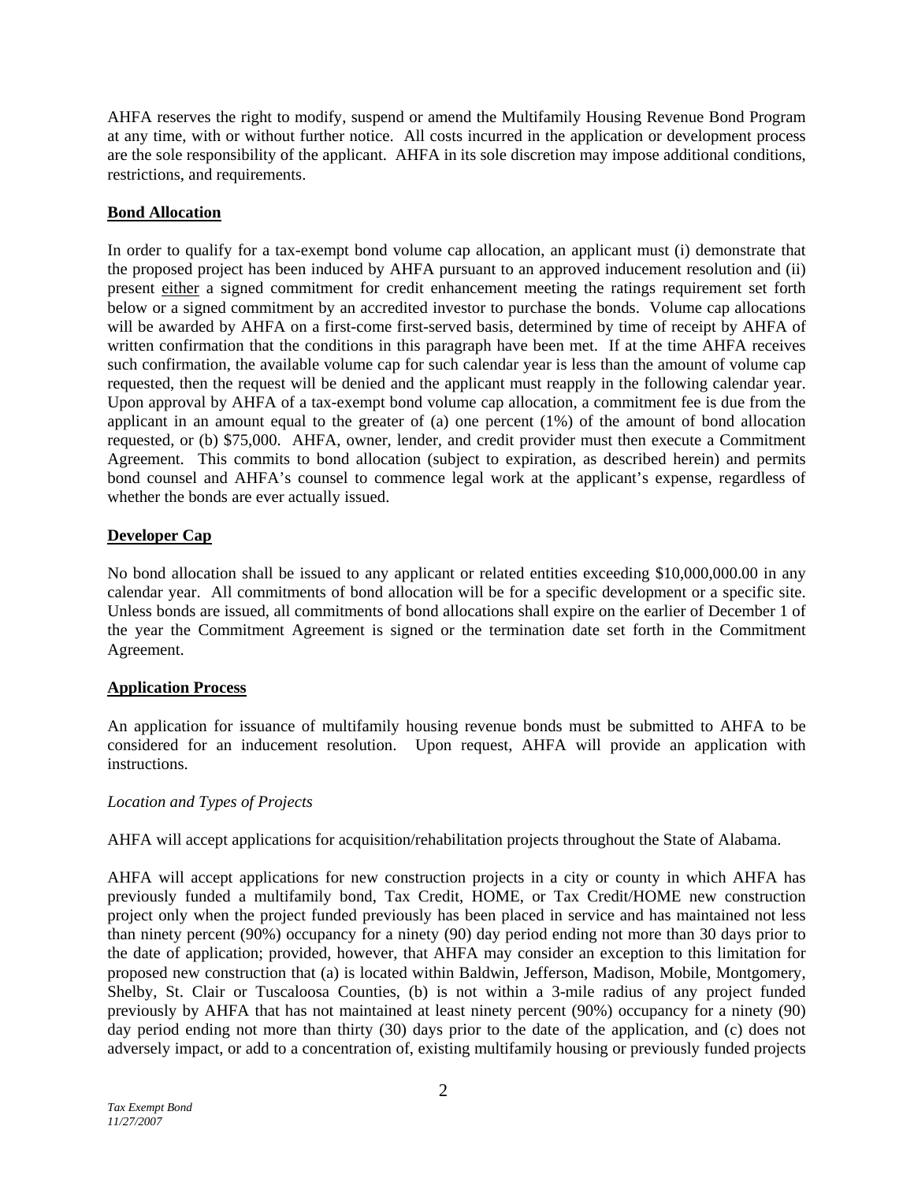AHFA reserves the right to modify, suspend or amend the Multifamily Housing Revenue Bond Program at any time, with or without further notice. All costs incurred in the application or development process are the sole responsibility of the applicant. AHFA in its sole discretion may impose additional conditions, restrictions, and requirements.

## Bond Allocation

In order to qualify for a tax-exempt bond volume cap allocation, an applicant must (i) demonstrate that the proposed project has been induced by AHFA pursuant to an approved inducement resolution and (ii) present either a signed commitment for credit enhancement meeting the ratings requirement set forth below or a signed commitment by an accredited investor to purchase the bonds. Volume cap allocations will be awarded by AHFA on a first-come first-served basis, determined by time of receipt by AHFA of written confirmation that the conditions in this paragraph have been met. If at the time AHFA receives such confirmation, the available volume cap for such calendar year is less than the amount of volume cap requested, then the request will be denied and the applicant must reapply in the following calendar year. Upon approval by AHFA of a tax-exempt bond volume cap allocation, a commitment fee is due from the applicant in an amount equal to the greater of (a) one percent (1%) of the amount of bond allocation requested, or (b) $75,000. AHFA, owner, lender, and credit provider must then execute a Commitment Agreement. This commits to bond allocation (subject to expiration, as described herein) and permits bond counsel and AHFA's counsel to commence legal work at the applicant's expense, regardless of whether the bonds are ever actually issued.

## Developer Cap

No bond allocation shall be issued to any applicant or related entities exceeding $10,000,000.00 in any calendar year. All commitments of bond allocation will be for a specific development or a specific site. Unless bonds are issued, all commitments of bond allocations shall expire on the earlier of December 1 of the year the Commitment Agreement is signed or the termination date set forth in the Commitment Agreement.

## Application Process

An application for issuance of multifamily housing revenue bonds must be submitted to AHFA to be considered for an inducement resolution. Upon request, AHFA will provide an application with instructions.

*Location and Types of Projects*

AHFA will accept applications for acquisition/rehabilitation projects throughout the State of Alabama.

AHFA will accept applications for new construction projects in a city or county in which AHFA has previously funded a multifamily bond, Tax Credit, HOME, or Tax Credit/HOME new construction project only when the project funded previously has been placed in service and has maintained not less than ninety percent (90%) occupancy for a ninety (90) day period ending not more than 30 days prior to the date of application; provided, however, that AHFA may consider an exception to this limitation for proposed new construction that (a) is located within Baldwin, Jefferson, Madison, Mobile, Montgomery, Shelby, St. Clair or Tuscaloosa Counties, (b) is not within a 3-mile radius of any project funded previously by AHFA that has not maintained at least ninety percent (90%) occupancy for a ninety (90) day period ending not more than thirty (30) days prior to the date of the application, and (c) does not adversely impact, or add to a concentration of, existing multifamily housing or previously funded projects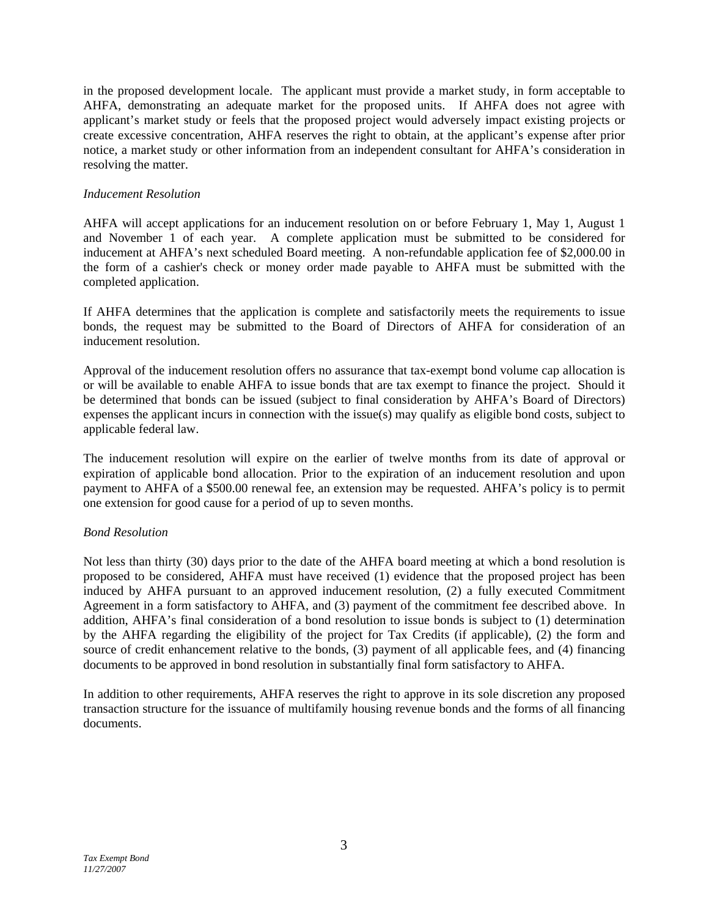in the proposed development locale. The applicant must provide a market study, in form acceptable to AHFA, demonstrating an adequate market for the proposed units. If AHFA does not agree with applicant's market study or feels that the proposed project would adversely impact existing projects or create excessive concentration, AHFA reserves the right to obtain, at the applicant's expense after prior notice, a market study or other information from an independent consultant for AHFA's consideration in resolving the matter.

*Inducement Resolution*

AHFA will accept applications for an inducement resolution on or before February 1, May 1, August 1 and November 1 of each year. A complete application must be submitted to be considered for inducement at AHFA's next scheduled Board meeting. A non-refundable application fee of $2,000.00 in the form of a cashier's check or money order made payable to AHFA must be submitted with the completed application.

If AHFA determines that the application is complete and satisfactorily meets the requirements to issue bonds, the request may be submitted to the Board of Directors of AHFA for consideration of an inducement resolution.

Approval of the inducement resolution offers no assurance that tax-exempt bond volume cap allocation is or will be available to enable AHFA to issue bonds that are tax exempt to finance the project. Should it be determined that bonds can be issued (subject to final consideration by AHFA's Board of Directors) expenses the applicant incurs in connection with the issue(s) may qualify as eligible bond costs, subject to applicable federal law.

The inducement resolution will expire on the earlier of twelve months from its date of approval or expiration of applicable bond allocation. Prior to the expiration of an inducement resolution and upon payment to AHFA of a $500.00 renewal fee, an extension may be requested. AHFA's policy is to permit one extension for good cause for a period of up to seven months.

*Bond Resolution*

Not less than thirty (30) days prior to the date of the AHFA board meeting at which a bond resolution is proposed to be considered, AHFA must have received (1) evidence that the proposed project has been induced by AHFA pursuant to an approved inducement resolution, (2) a fully executed Commitment Agreement in a form satisfactory to AHFA, and (3) payment of the commitment fee described above. In addition, AHFA's final consideration of a bond resolution to issue bonds is subject to (1) determination by the AHFA regarding the eligibility of the project for Tax Credits (if applicable), (2) the form and source of credit enhancement relative to the bonds, (3) payment of all applicable fees, and (4) financing documents to be approved in bond resolution in substantially final form satisfactory to AHFA.

In addition to other requirements, AHFA reserves the right to approve in its sole discretion any proposed transaction structure for the issuance of multifamily housing revenue bonds and the forms of all financing documents.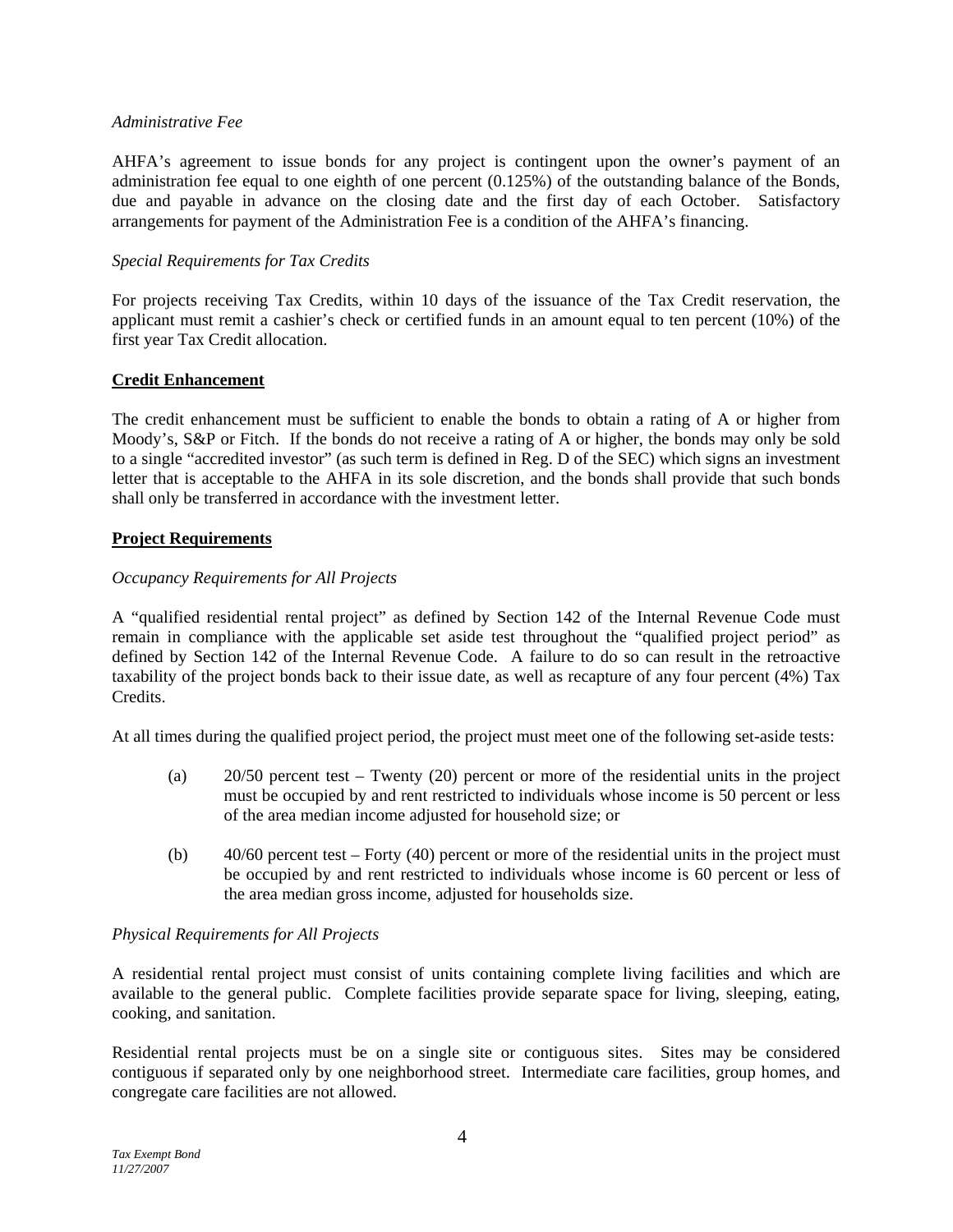*Administrative Fee*

AHFA's agreement to issue bonds for any project is contingent upon the owner's payment of an administration fee equal to one eighth of one percent (0.125%) of the outstanding balance of the Bonds, due and payable in advance on the closing date and the first day of each October. Satisfactory arrangements for payment of the Administration Fee is a condition of the AHFA's financing.

*Special Requirements for Tax Credits*

For projects receiving Tax Credits, within 10 days of the issuance of the Tax Credit reservation, the applicant must remit a cashier's check or certified funds in an amount equal to ten percent (10%) of the first year Tax Credit allocation.

**Credit Enhancement**

The credit enhancement must be sufficient to enable the bonds to obtain a rating of A or higher from Moody's, S&P or Fitch. If the bonds do not receive a rating of A or higher, the bonds may only be sold to a single "accredited investor" (as such term is defined in Reg. D of the SEC) which signs an investment letter that is acceptable to the AHFA in its sole discretion, and the bonds shall provide that such bonds shall only be transferred in accordance with the investment letter.

**Project Requirements**

*Occupancy Requirements for All Projects*

A "qualified residential rental project" as defined by Section 142 of the Internal Revenue Code must remain in compliance with the applicable set aside test throughout the "qualified project period" as defined by Section 142 of the Internal Revenue Code. A failure to do so can result in the retroactive taxability of the project bonds back to their issue date, as well as recapture of any four percent (4%) Tax Credits.

At all times during the qualified project period, the project must meet one of the following set-aside tests:

(a) 20/50 percent test – Twenty (20) percent or more of the residential units in the project must be occupied by and rent restricted to individuals whose income is 50 percent or less of the area median income adjusted for household size; or

(b) 40/60 percent test – Forty (40) percent or more of the residential units in the project must be occupied by and rent restricted to individuals whose income is 60 percent or less of the area median gross income, adjusted for households size.

*Physical Requirements for All Projects*

A residential rental project must consist of units containing complete living facilities and which are available to the general public. Complete facilities provide separate space for living, sleeping, eating, cooking, and sanitation.

Residential rental projects must be on a single site or contiguous sites. Sites may be considered contiguous if separated only by one neighborhood street. Intermediate care facilities, group homes, and congregate care facilities are not allowed.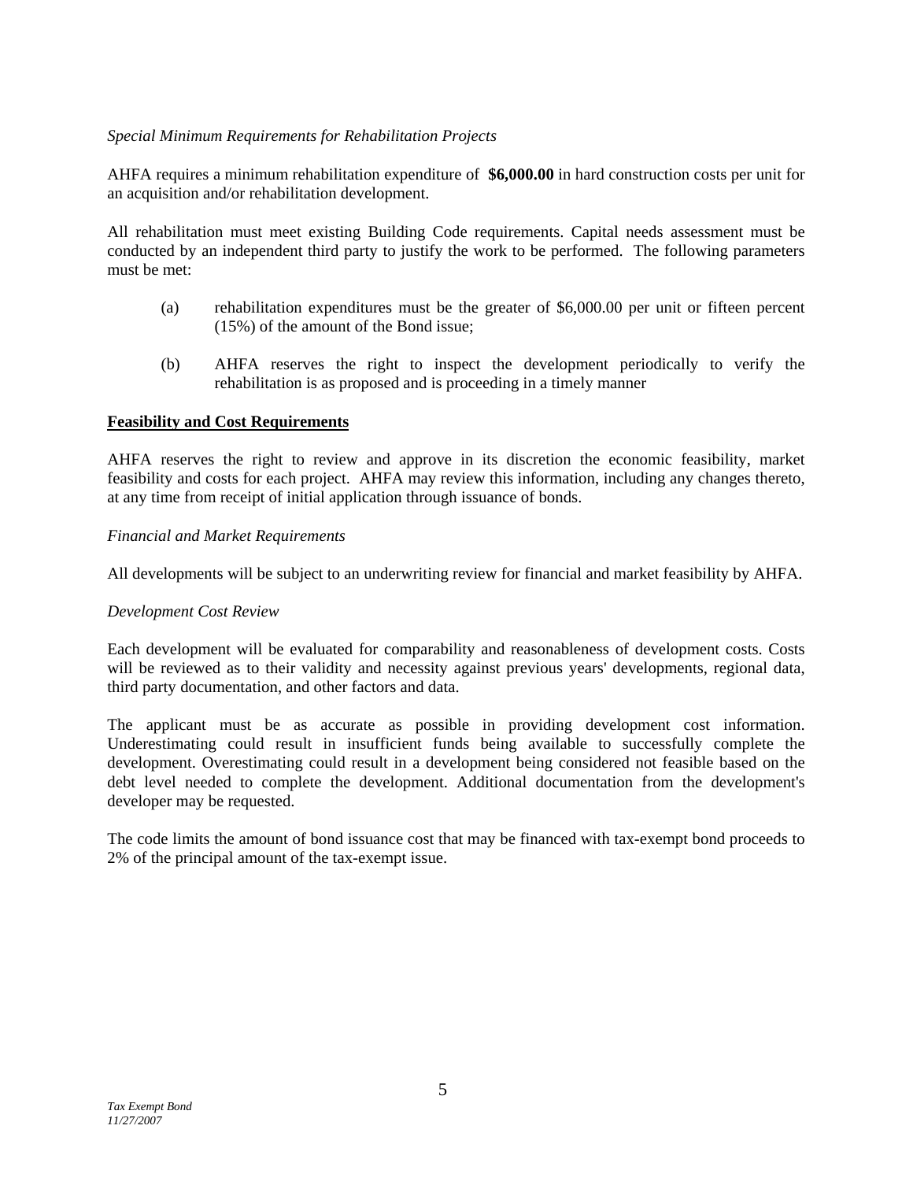*Special Minimum Requirements for Rehabilitation Projects*

AHFA requires a minimum rehabilitation expenditure of **$6,000.00** in hard construction costs per unit for an acquisition and/or rehabilitation development.

All rehabilitation must meet existing Building Code requirements. Capital needs assessment must be conducted by an independent third party to justify the work to be performed. The following parameters must be met:

(a) rehabilitation expenditures must be the greater of $6,000.00 per unit or fifteen percent (15%) of the amount of the Bond issue;

(b) AHFA reserves the right to inspect the development periodically to verify the rehabilitation is as proposed and is proceeding in a timely manner

## Feasibility and Cost Requirements

AHFA reserves the right to review and approve in its discretion the economic feasibility, market feasibility and costs for each project. AHFA may review this information, including any changes thereto, at any time from receipt of initial application through issuance of bonds.

*Financial and Market Requirements*

All developments will be subject to an underwriting review for financial and market feasibility by AHFA.

*Development Cost Review*

Each development will be evaluated for comparability and reasonableness of development costs. Costs will be reviewed as to their validity and necessity against previous years' developments, regional data, third party documentation, and other factors and data.

The applicant must be as accurate as possible in providing development cost information. Underestimating could result in insufficient funds being available to successfully complete the development. Overestimating could result in a development being considered not feasible based on the debt level needed to complete the development. Additional documentation from the development's developer may be requested.

The code limits the amount of bond issuance cost that may be financed with tax-exempt bond proceeds to 2% of the principal amount of the tax-exempt issue.